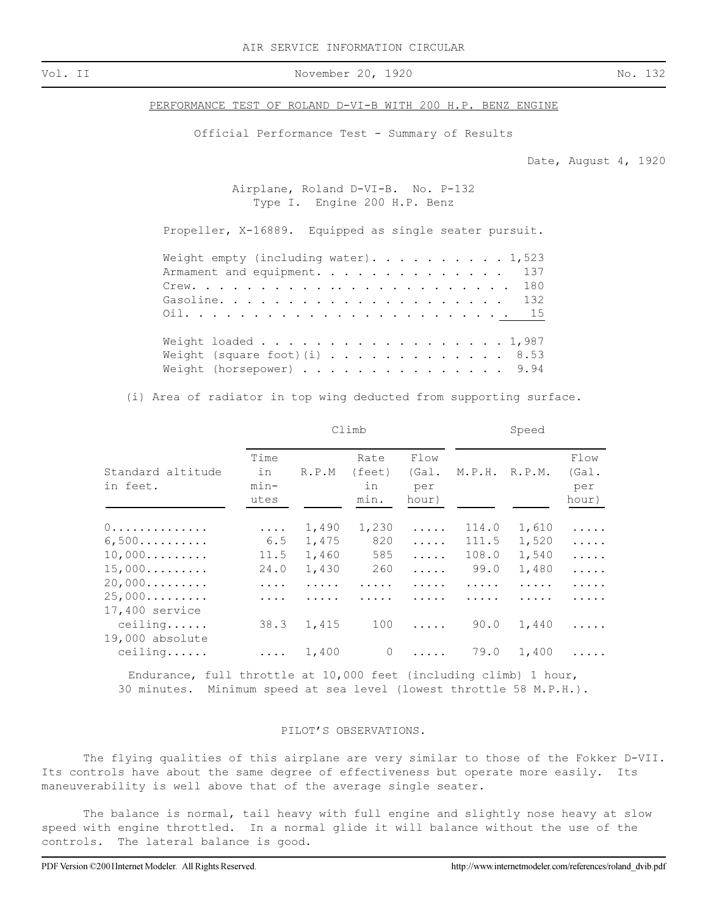AIR SERVICE INFORMATION CIRCULAR

Vol. II — November 20, 1920 — No. 132

## PERFORMANCE TEST OF ROLAND D-VI-B WITH 200 H.P. BENZ ENGINE

Official Performance Test - Summary of Results

Date, August 4, 1920

Airplane, Roland D-VI-B. No. P-132
Type I. Engine 200 H.P. Benz

Propeller, X-16889. Equipped as single seater pursuit.

| | |
|---|---|
| Weight empty (including water) | 1,523 |
| Armament and equipment | 137 |
| Crew | 180 |
| Gasoline | 132 |
| Oil | 15 |
| Weight loaded | 1,987 |
| Weight (square foot)(i) | 8.53 |
| Weight (horsepower) | 9.94 |

(i) Area of radiator in top wing deducted from supporting surface.

| Standard altitude in feet. | Climb: Time in minutes | Climb: R.P.M | Climb: Rate (feet) in min. | Climb: Flow (Gal. per hour) | Speed: M.P.H. | Speed: R.P.M. | Speed: Flow (Gal. per hour) |
|---|---|---|---|---|---|---|---|
| 0 | .... | 1,490 | 1,230 | ..... | 114.0 | 1,610 | ..... |
| 6,500 | 6.5 | 1,475 | 820 | ..... | 111.5 | 1,520 | ..... |
| 10,000 | 11.5 | 1,460 | 585 | ..... | 108.0 | 1,540 | ..... |
| 15,000 | 24.0 | 1,430 | 260 | ..... | 99.0 | 1,480 | ..... |
| 20,000 | .... | ..... | ..... | ..... | ..... | ..... | ..... |
| 25,000 | .... | ..... | ..... | ..... | ..... | ..... | ..... |
| 17,400 service ceiling | 38.3 | 1,415 | 100 | ..... | 90.0 | 1,440 | ..... |
| 19,000 absolute ceiling | .... | 1,400 | 0 | ..... | 79.0 | 1,400 | ..... |

Endurance, full throttle at 10,000 feet (including climb) 1 hour, 30 minutes. Minimum speed at sea level (lowest throttle 58 M.P.H.).

### PILOT'S OBSERVATIONS.

The flying qualities of this airplane are very similar to those of the Fokker D-VII. Its controls have about the same degree of effectiveness but operate more easily. Its maneuverability is well above that of the average single seater.

The balance is normal, tail heavy with full engine and slightly nose heavy at slow speed with engine throttled. In a normal glide it will balance without the use of the controls. The lateral balance is good.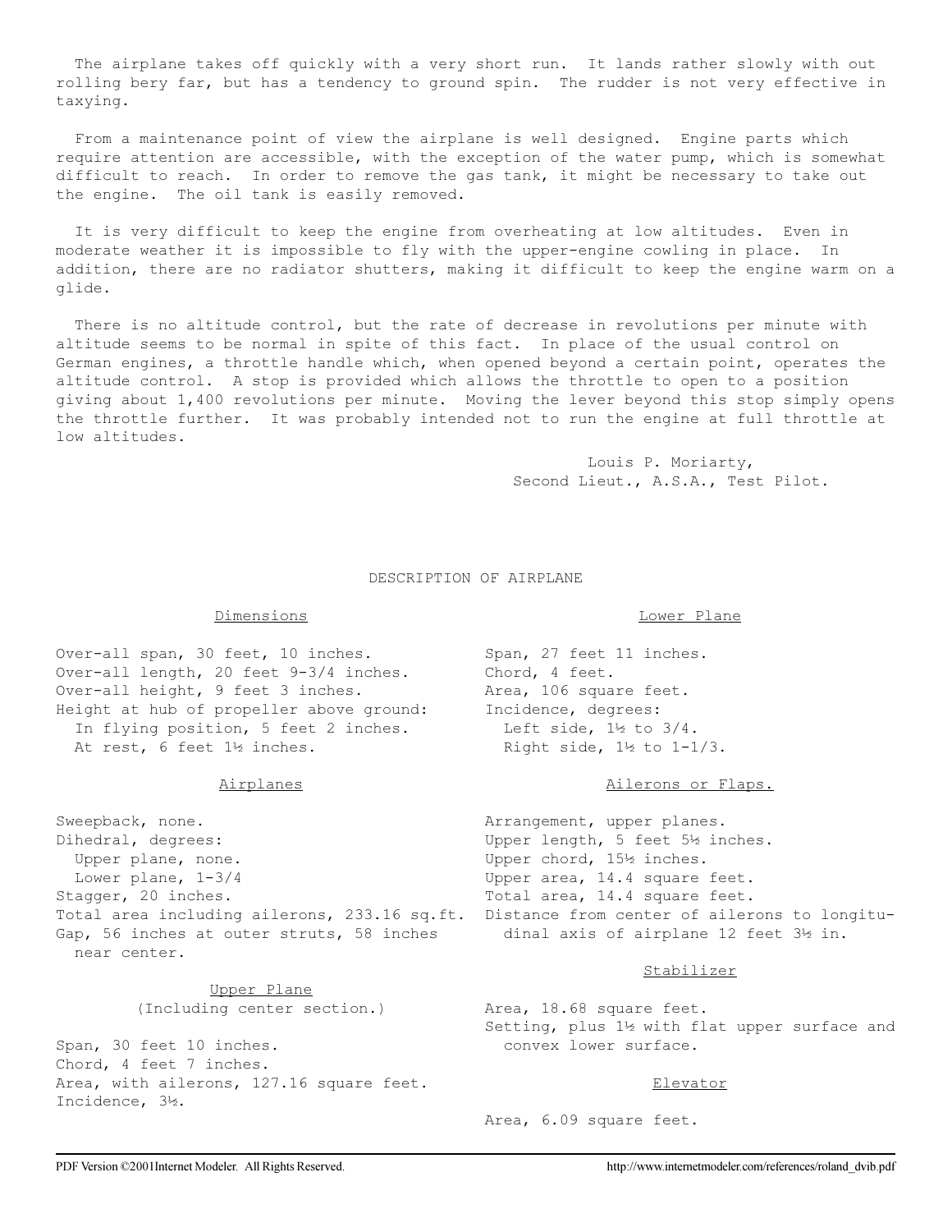The airplane takes off quickly with a very short run. It lands rather slowly with out rolling bery far, but has a tendency to ground spin. The rudder is not very effective in taxying.

From a maintenance point of view the airplane is well designed. Engine parts which require attention are accessible, with the exception of the water pump, which is somewhat difficult to reach. In order to remove the gas tank, it might be necessary to take out the engine. The oil tank is easily removed.

It is very difficult to keep the engine from overheating at low altitudes. Even in moderate weather it is impossible to fly with the upper-engine cowling in place. In addition, there are no radiator shutters, making it difficult to keep the engine warm on a glide.

There is no altitude control, but the rate of decrease in revolutions per minute with altitude seems to be normal in spite of this fact. In place of the usual control on German engines, a throttle handle which, when opened beyond a certain point, operates the altitude control. A stop is provided which allows the throttle to open to a position giving about 1,400 revolutions per minute. Moving the lever beyond this stop simply opens the throttle further. It was probably intended not to run the engine at full throttle at low altitudes.

Louis P. Moriarty,
Second Lieut., A.S.A., Test Pilot.

## DESCRIPTION OF AIRPLANE

### Dimensions

Over-all span, 30 feet, 10 inches.
Over-all length, 20 feet 9-3/4 inches.
Over-all height, 9 feet 3 inches.
Height at hub of propeller above ground:
In flying position, 5 feet 2 inches.
At rest, 6 feet 1½ inches.

### Airplanes

Sweepback, none.
Dihedral, degrees:
Upper plane, none.
Lower plane, 1-3/4
Stagger, 20 inches.
Total area including ailerons, 233.16 sq.ft.
Gap, 56 inches at outer struts, 58 inches near center.

### Upper Plane
(Including center section.)

Span, 30 feet 10 inches.
Chord, 4 feet 7 inches.
Area, with ailerons, 127.16 square feet.
Incidence, 3½.

### Lower Plane

Span, 27 feet 11 inches.
Chord, 4 feet.
Area, 106 square feet.
Incidence, degrees:
Left side, 1½ to 3/4.
Right side, 1½ to 1-1/3.

### Ailerons or Flaps.

Arrangement, upper planes.
Upper length, 5 feet 5½ inches.
Upper chord, 15½ inches.
Upper area, 14.4 square feet.
Total area, 14.4 square feet.
Distance from center of ailerons to longitudinal axis of airplane 12 feet 3½ in.

### Stabilizer

Area, 18.68 square feet.
Setting, plus 1½ with flat upper surface and convex lower surface.

### Elevator

Area, 6.09 square feet.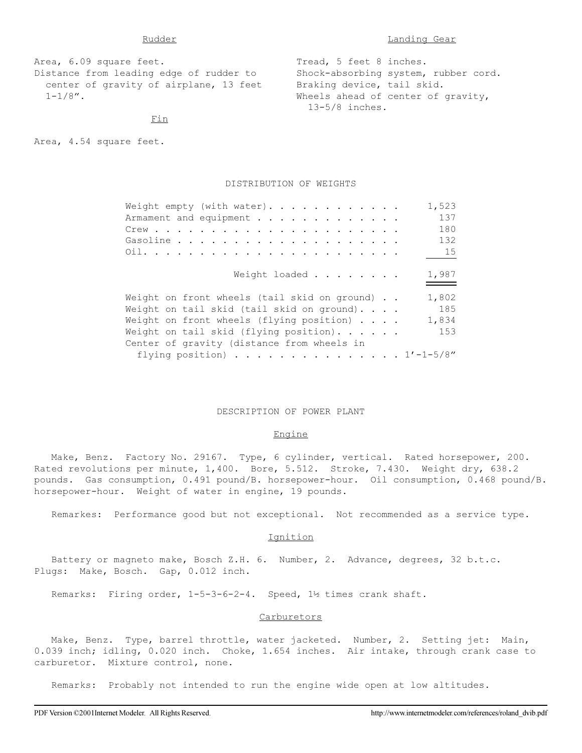### Rudder

Area, 6.09 square feet.
Distance from leading edge of rudder to center of gravity of airplane, 13 feet 1-1/8".

### Fin

Area, 4.54 square feet.

### Landing Gear

Tread, 5 feet 8 inches.
Shock-absorbing system, rubber cord.
Braking device, tail skid.
Wheels ahead of center of gravity, 13-5/8 inches.

## DISTRIBUTION OF WEIGHTS

| Item | Weight |
|---|---|
| Weight empty (with water) | 1,523 |
| Armament and equipment | 137 |
| Crew | 180 |
| Gasoline | 132 |
| Oil | 15 |
| Weight loaded | 1,987 |
| Weight on front wheels (tail skid on ground) | 1,802 |
| Weight on tail skid (tail skid on ground) | 185 |
| Weight on front wheels (flying position) | 1,834 |
| Weight on tail skid (flying position) | 153 |
| Center of gravity (distance from wheels in flying position) | 1'-1-5/8" |

## DESCRIPTION OF POWER PLANT

### Engine

Make, Benz. Factory No. 29167. Type, 6 cylinder, vertical. Rated horsepower, 200. Rated revolutions per minute, 1,400. Bore, 5.512. Stroke, 7.430. Weight dry, 638.2 pounds. Gas consumption, 0.491 pound/B. horsepower-hour. Oil consumption, 0.468 pound/B. horsepower-hour. Weight of water in engine, 19 pounds.

Remarkes: Performance good but not exceptional. Not recommended as a service type.

### Ignition

Battery or magneto make, Bosch Z.H. 6. Number, 2. Advance, degrees, 32 b.t.c. Plugs: Make, Bosch. Gap, 0.012 inch.

Remarks: Firing order, 1-5-3-6-2-4. Speed, 1½ times crank shaft.

### Carburetors

Make, Benz. Type, barrel throttle, water jacketed. Number, 2. Setting jet: Main, 0.039 inch; idling, 0.020 inch. Choke, 1.654 inches. Air intake, through crank case to carburetor. Mixture control, none.

Remarks: Probably not intended to run the engine wide open at low altitudes.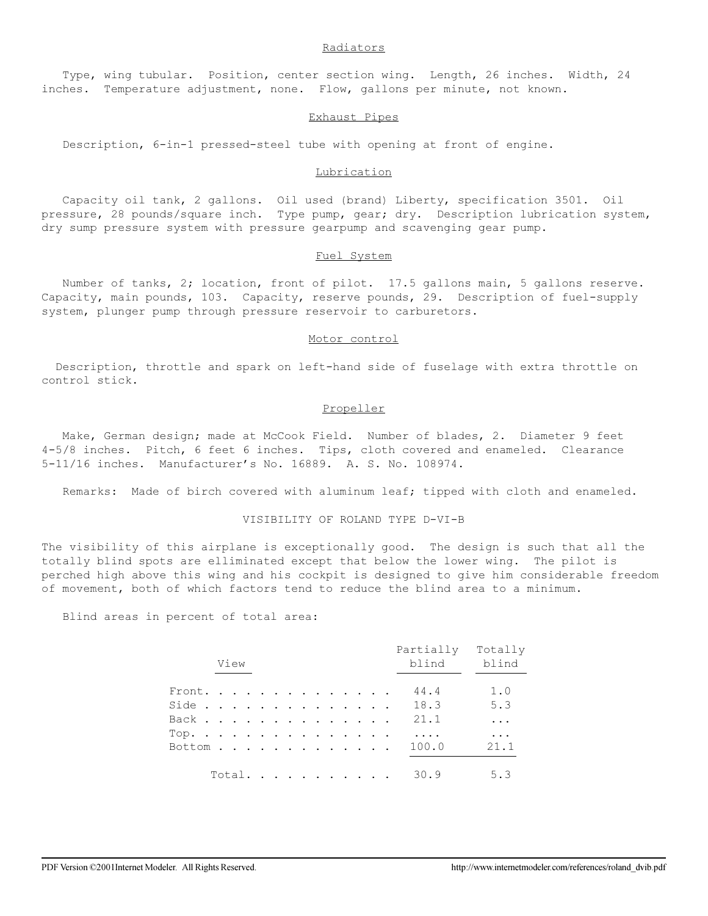## Radiators

Type, wing tubular. Position, center section wing. Length, 26 inches. Width, 24 inches. Temperature adjustment, none. Flow, gallons per minute, not known.

## Exhaust Pipes

Description, 6-in-1 pressed-steel tube with opening at front of engine.

## Lubrication

Capacity oil tank, 2 gallons. Oil used (brand) Liberty, specification 3501. Oil pressure, 28 pounds/square inch. Type pump, gear; dry. Description lubrication system, dry sump pressure system with pressure gearpump and scavenging gear pump.

## Fuel System

Number of tanks, 2; location, front of pilot. 17.5 gallons main, 5 gallons reserve. Capacity, main pounds, 103. Capacity, reserve pounds, 29. Description of fuel-supply system, plunger pump through pressure reservoir to carburetors.

## Motor control

Description, throttle and spark on left-hand side of fuselage with extra throttle on control stick.

## Propeller

Make, German design; made at McCook Field. Number of blades, 2. Diameter 9 feet 4-5/8 inches. Pitch, 6 feet 6 inches. Tips, cloth covered and enameled. Clearance 5-11/16 inches. Manufacturer's No. 16889. A. S. No. 108974.

Remarks: Made of birch covered with aluminum leaf; tipped with cloth and enameled.

## VISIBILITY OF ROLAND TYPE D-VI-B

The visibility of this airplane is exceptionally good. The design is such that all the totally blind spots are elliminated except that below the lower wing. The pilot is perched high above this wing and his cockpit is designed to give him considerable freedom of movement, both of which factors tend to reduce the blind area to a minimum.

Blind areas in percent of total area:

| View | Partially blind | Totally blind |
|---|---|---|
| Front | 44.4 | 1.0 |
| Side | 18.3 | 5.3 |
| Back | 21.1 | ... |
| Top | .... | ... |
| Bottom | 100.0 | 21.1 |
| Total | 30.9 | 5.3 |